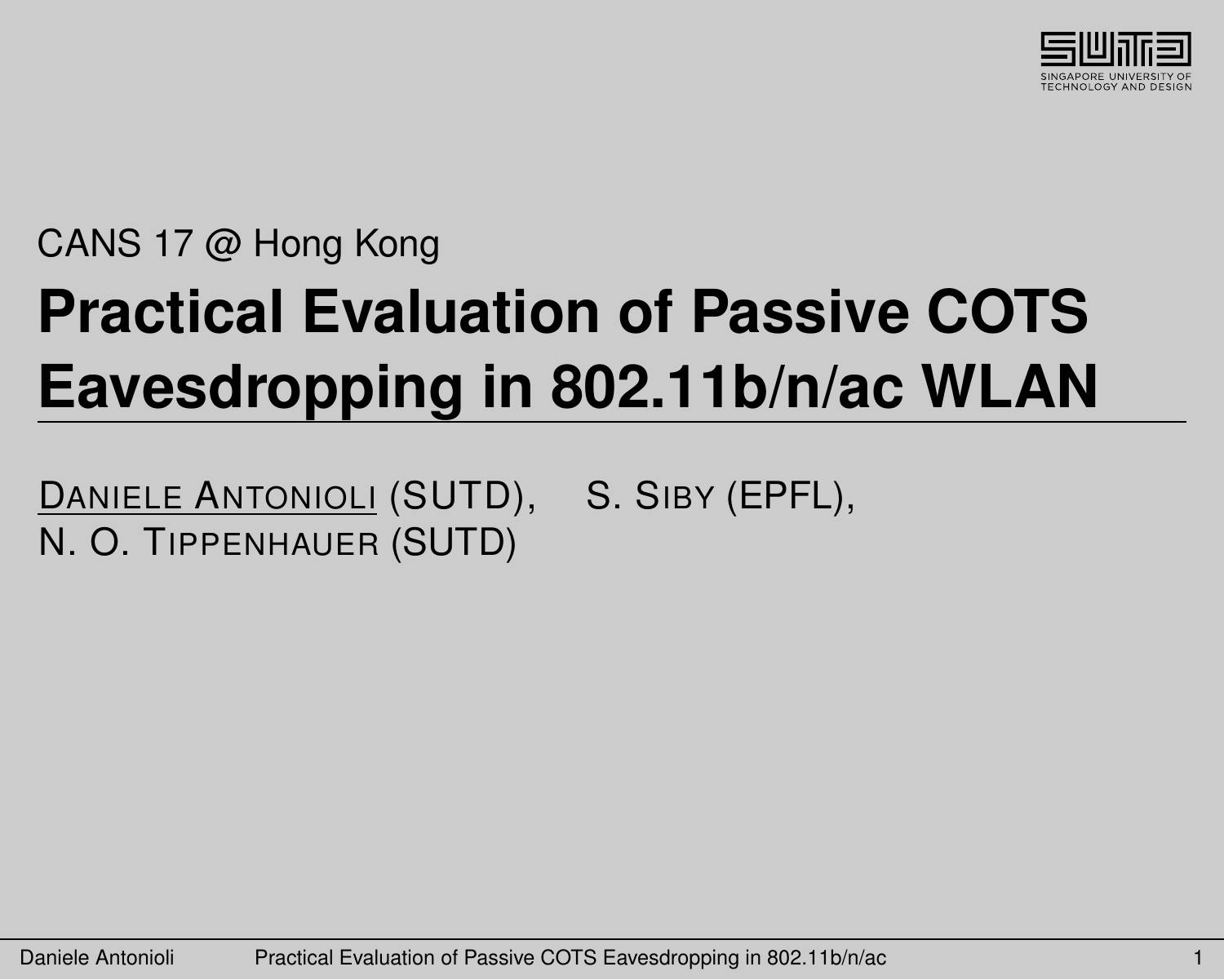CANS 17 @ Hong Kong

# Practical Evaluation of Passive COTS Eavesdropping in 802.11b/n/ac WLAN

DANIELE ANTONIOLI (SUTD), S. SIBY (EPFL), N. O. TIPPENHAUER (SUTD)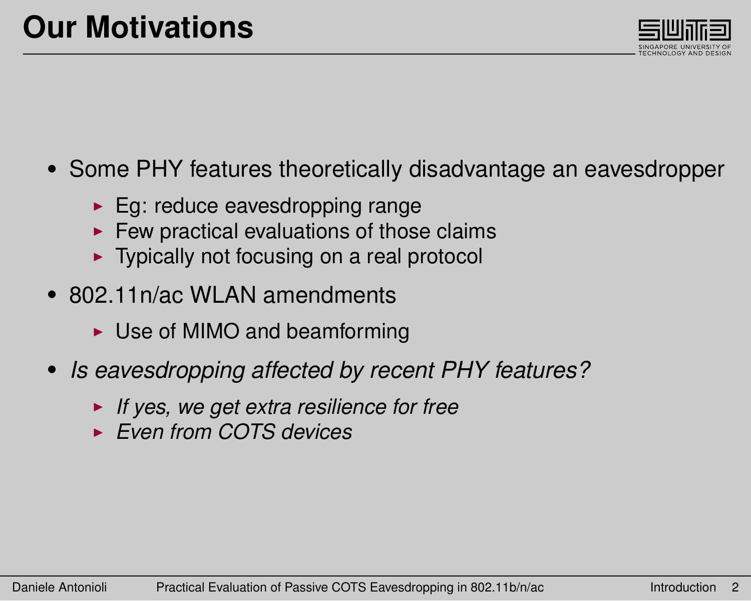# Our Motivations

- Some PHY features theoretically disadvantage an eavesdropper
  - Eg: reduce eavesdropping range
  - Few practical evaluations of those claims
  - Typically not focusing on a real protocol
- 802.11n/ac WLAN amendments
  - Use of MIMO and beamforming
- *Is eavesdropping affected by recent PHY features?*
  - *If yes, we get extra resilience for free*
  - *Even from COTS devices*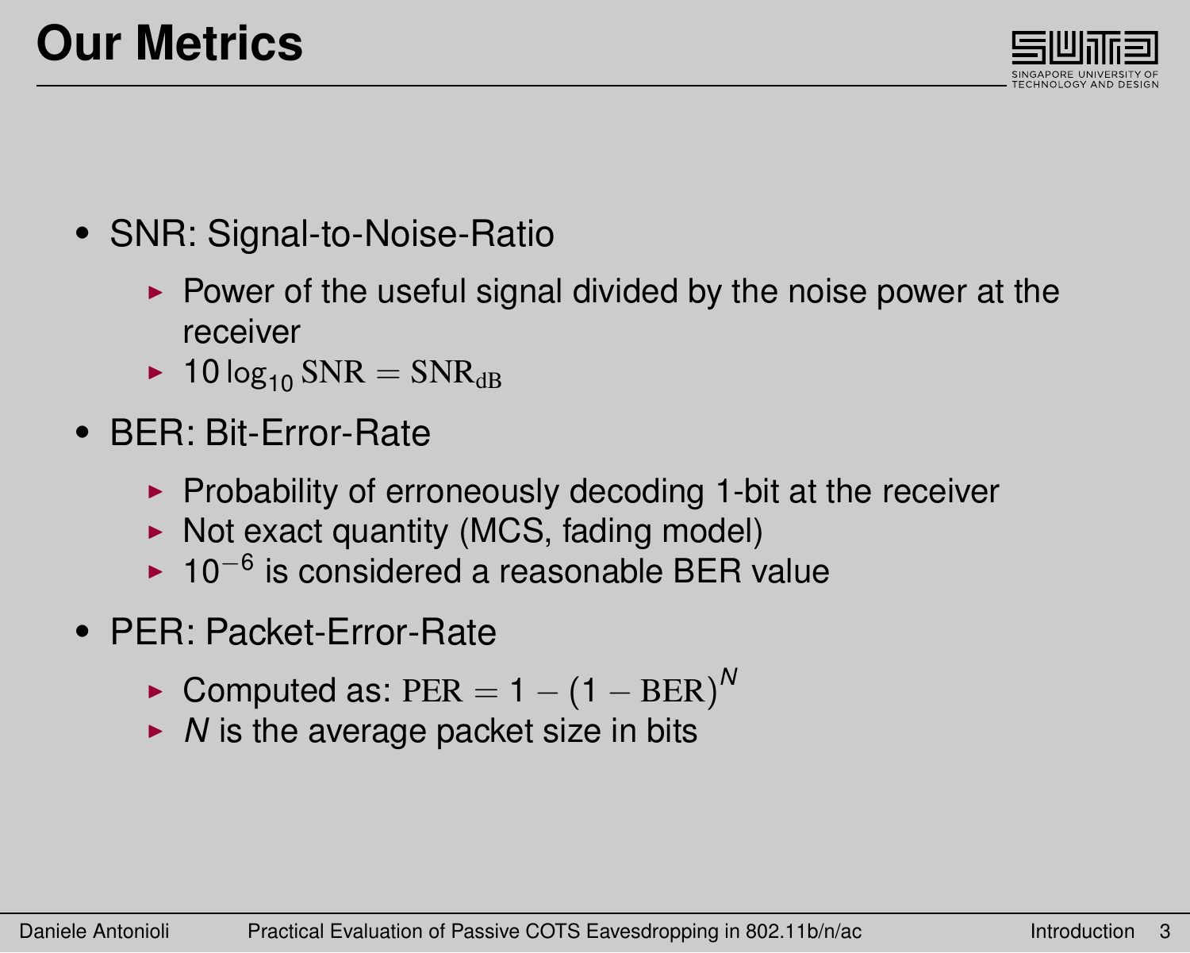# Our Metrics

- SNR: Signal-to-Noise-Ratio
  - Power of the useful signal divided by the noise power at the receiver
  - $10 \log_{10} \mathrm{SNR} = \mathrm{SNR}_{\mathrm{dB}}$
- BER: Bit-Error-Rate
  - Probability of erroneously decoding 1-bit at the receiver
  - Not exact quantity (MCS, fading model)
  - $10^{-6}$ is considered a reasonable BER value
- PER: Packet-Error-Rate
  - Computed as: $\mathrm{PER} = 1 - (1 - \mathrm{BER})^{N}$
  - $N$ is the average packet size in bits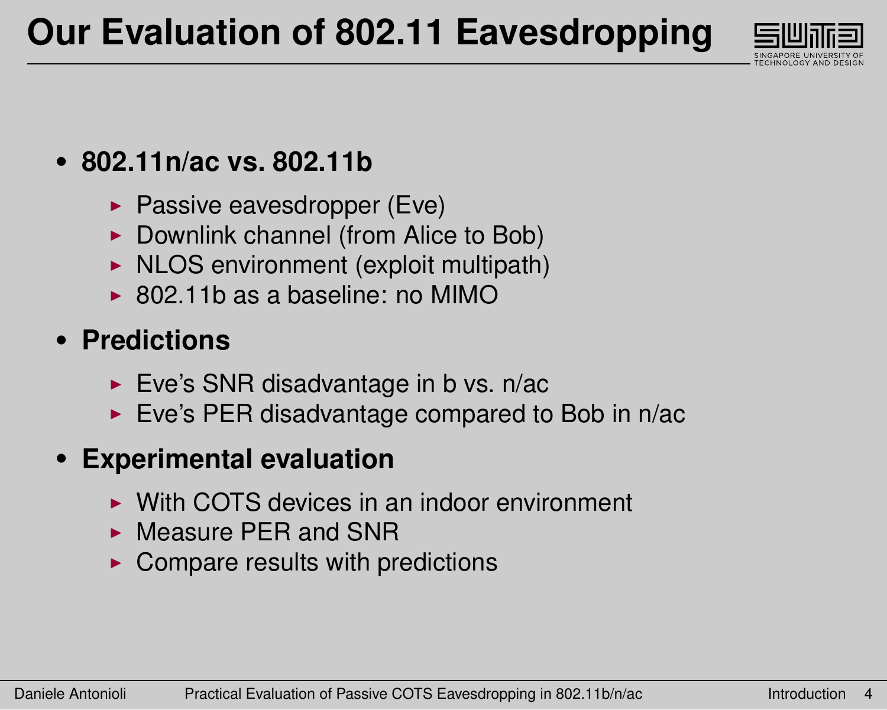# Our Evaluation of 802.11 Eavesdropping

- **802.11n/ac vs. 802.11b**
  - Passive eavesdropper (Eve)
  - Downlink channel (from Alice to Bob)
  - NLOS environment (exploit multipath)
  - 802.11b as a baseline: no MIMO
- **Predictions**
  - Eve's SNR disadvantage in b vs. n/ac
  - Eve's PER disadvantage compared to Bob in n/ac
- **Experimental evaluation**
  - With COTS devices in an indoor environment
  - Measure PER and SNR
  - Compare results with predictions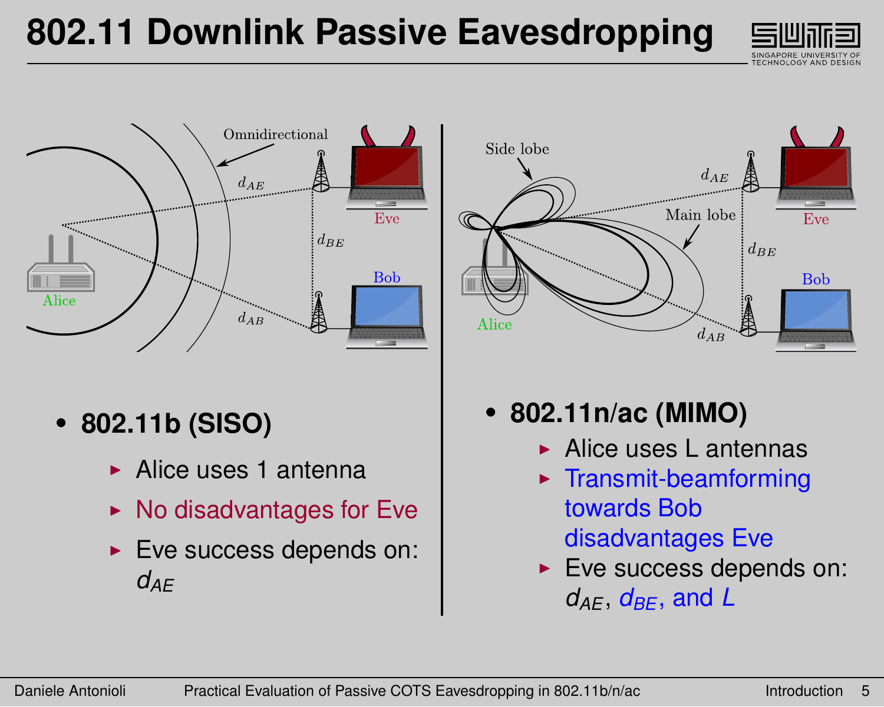# 802.11 Downlink Passive Eavesdropping

- **802.11b (SISO)**
  - Alice uses 1 antenna
  - No disadvantages for Eve
  - Eve success depends on: $d_{AE}$

- **802.11n/ac (MIMO)**
  - Alice uses L antennas
  - Transmit-beamforming towards Bob disadvantages Eve
  - Eve success depends on: $d_{AE}$, $d_{BE}$, and $L$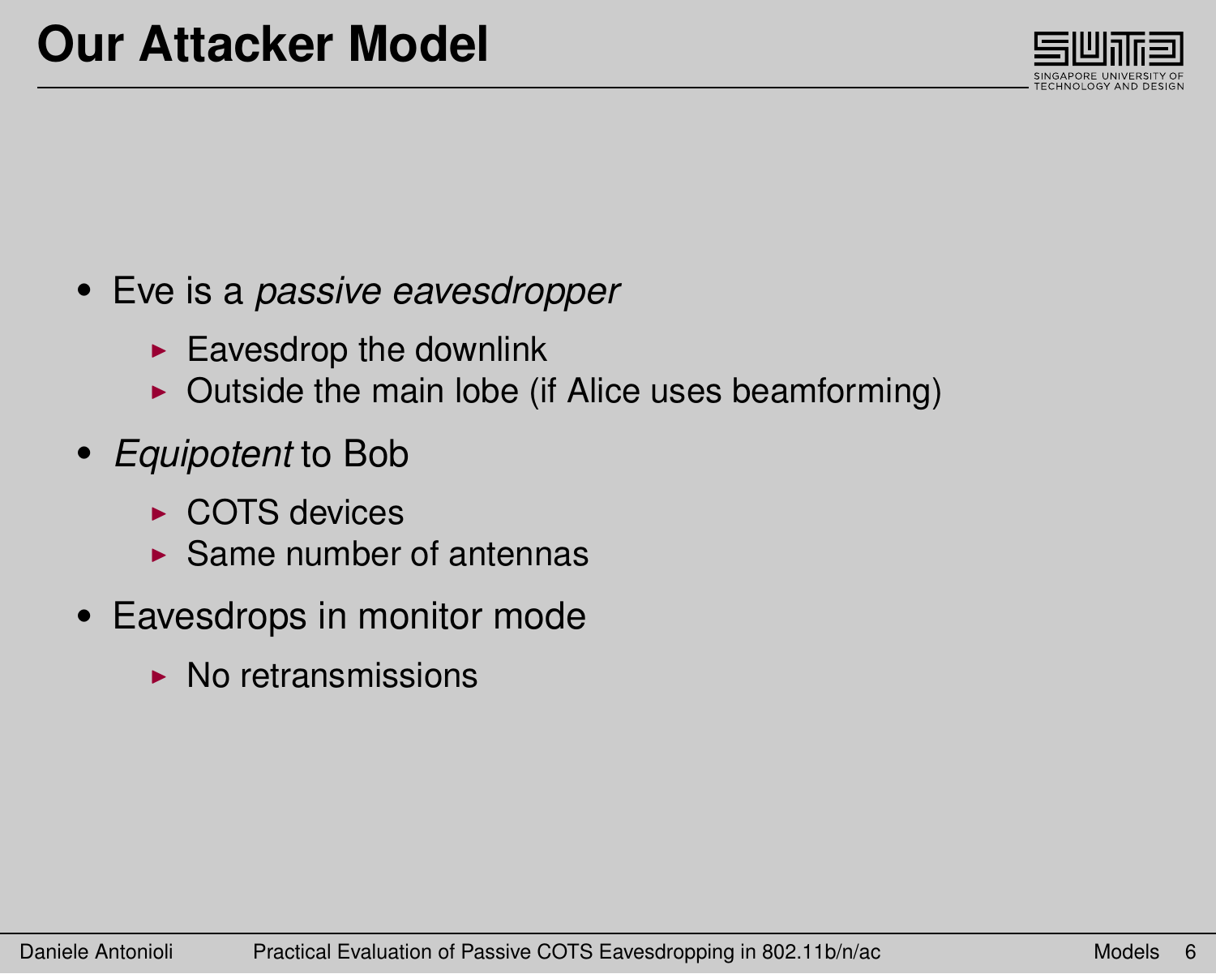# Our Attacker Model

- Eve is a *passive eavesdropper*
  - Eavesdrop the downlink
  - Outside the main lobe (if Alice uses beamforming)
- *Equipotent* to Bob
  - COTS devices
  - Same number of antennas
- Eavesdrops in monitor mode
  - No retransmissions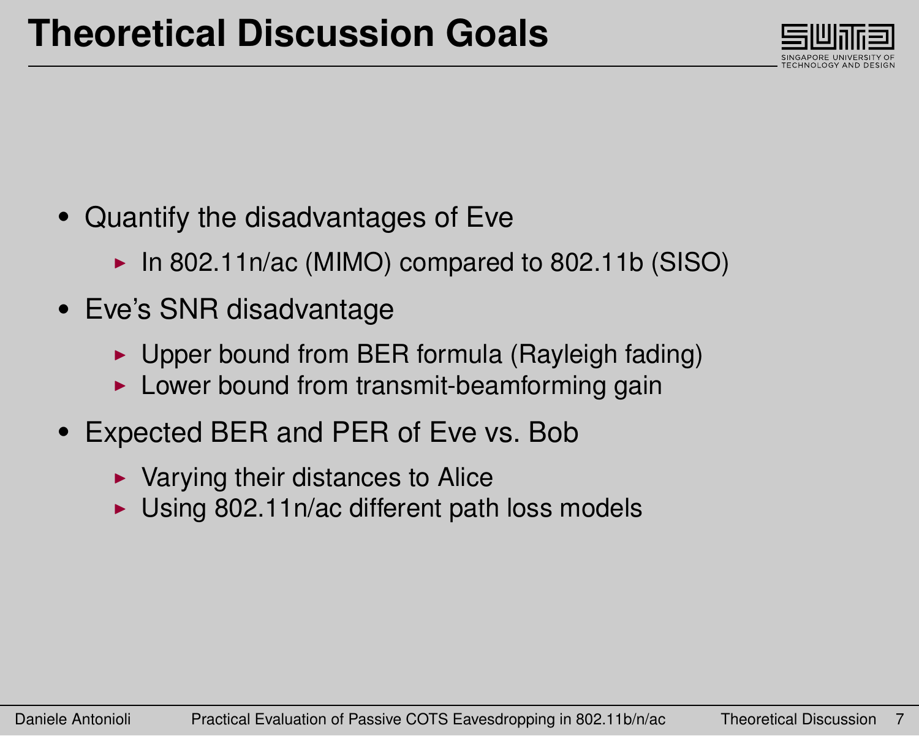# Theoretical Discussion Goals

- Quantify the disadvantages of Eve
  - In 802.11n/ac (MIMO) compared to 802.11b (SISO)
- Eve's SNR disadvantage
  - Upper bound from BER formula (Rayleigh fading)
  - Lower bound from transmit-beamforming gain
- Expected BER and PER of Eve vs. Bob
  - Varying their distances to Alice
  - Using 802.11n/ac different path loss models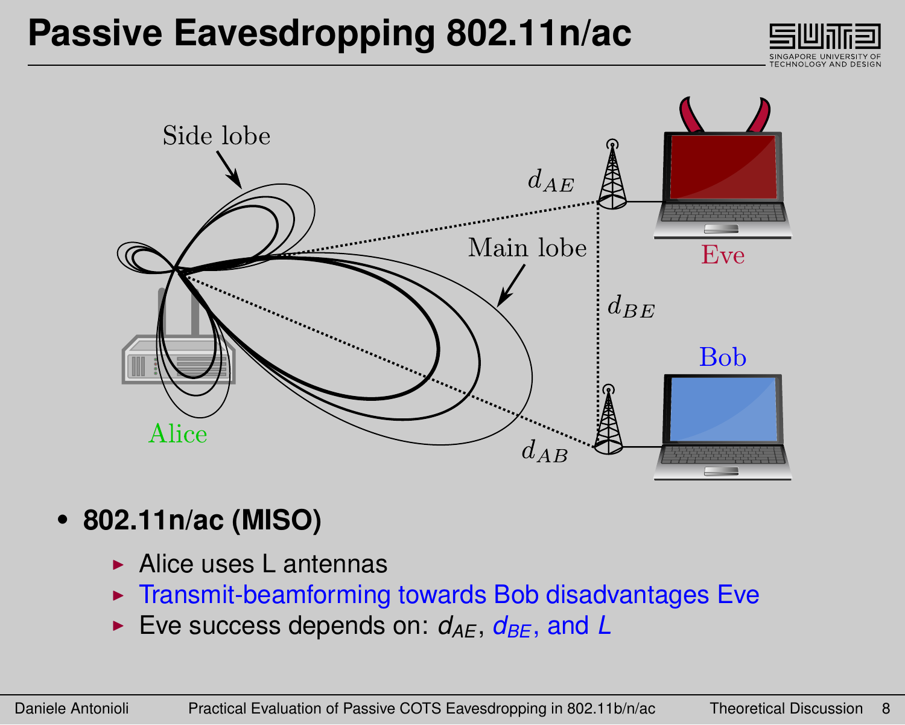# Passive Eavesdropping 802.11n/ac

- **802.11n/ac (MISO)**
  - Alice uses L antennas
  - Transmit-beamforming towards Bob disadvantages Eve
  - Eve success depends on: $d_{AE}$, $d_{BE}$, and $L$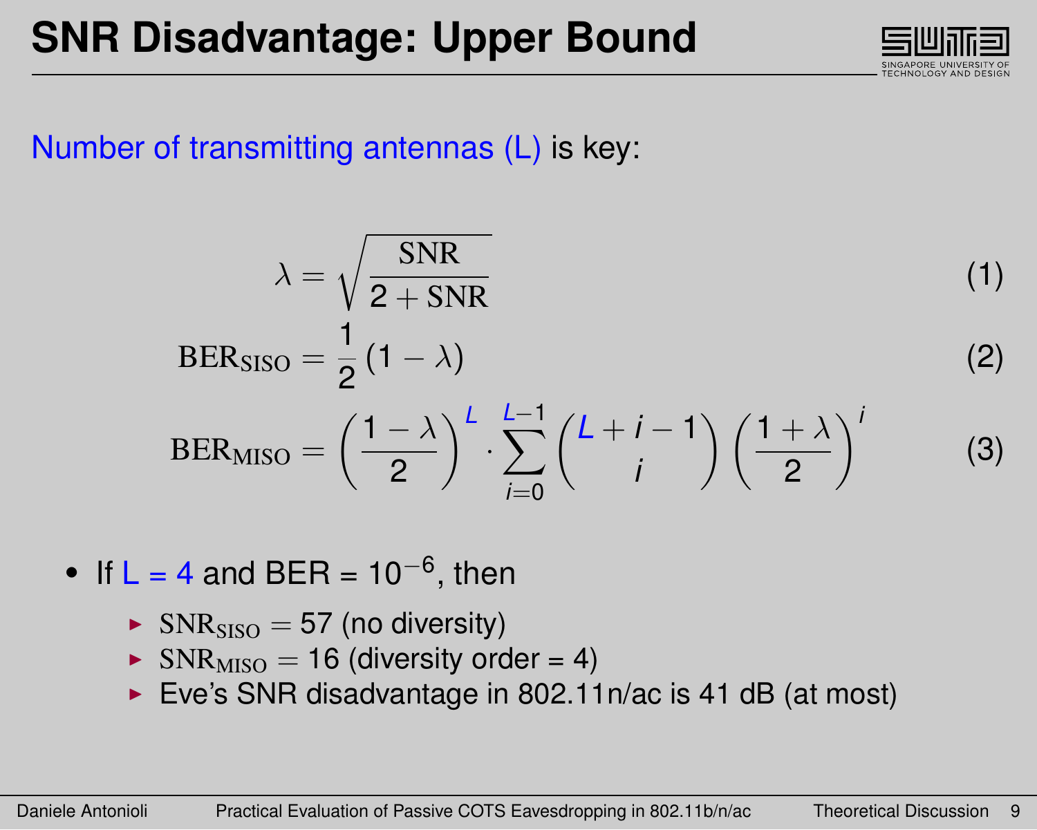# SNR Disadvantage: Upper Bound

Number of transmitting antennas (L) is key:

$$\lambda = \sqrt{\frac{\mathrm{SNR}}{2 + \mathrm{SNR}}} \tag{1}$$

$$\mathrm{BER}_{\mathrm{SISO}} = \frac{1}{2}(1 - \lambda) \tag{2}$$

$$\mathrm{BER}_{\mathrm{MISO}} = \left(\frac{1-\lambda}{2}\right)^{L} \cdot \sum_{i=0}^{L-1} \binom{L+i-1}{i} \left(\frac{1+\lambda}{2}\right)^{i} \tag{3}$$

- If $L = 4$ and BER = $10^{-6}$, then
  - $\mathrm{SNR}_{\mathrm{SISO}} = 57$ (no diversity)
  - $\mathrm{SNR}_{\mathrm{MISO}} = 16$ (diversity order = 4)
  - Eve's SNR disadvantage in 802.11n/ac is 41 dB (at most)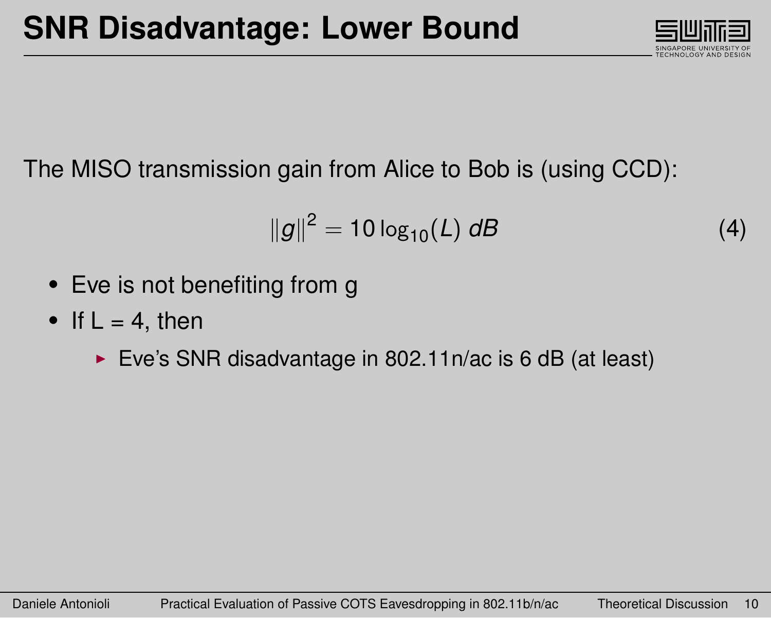# SNR Disadvantage: Lower Bound

The MISO transmission gain from Alice to Bob is (using CCD):

$$\|g\|^2 = 10 \log_{10}(L) \; dB \tag{4}$$

- Eve is not benefiting from g
- If L = 4, then
  - Eve's SNR disadvantage in 802.11n/ac is 6 dB (at least)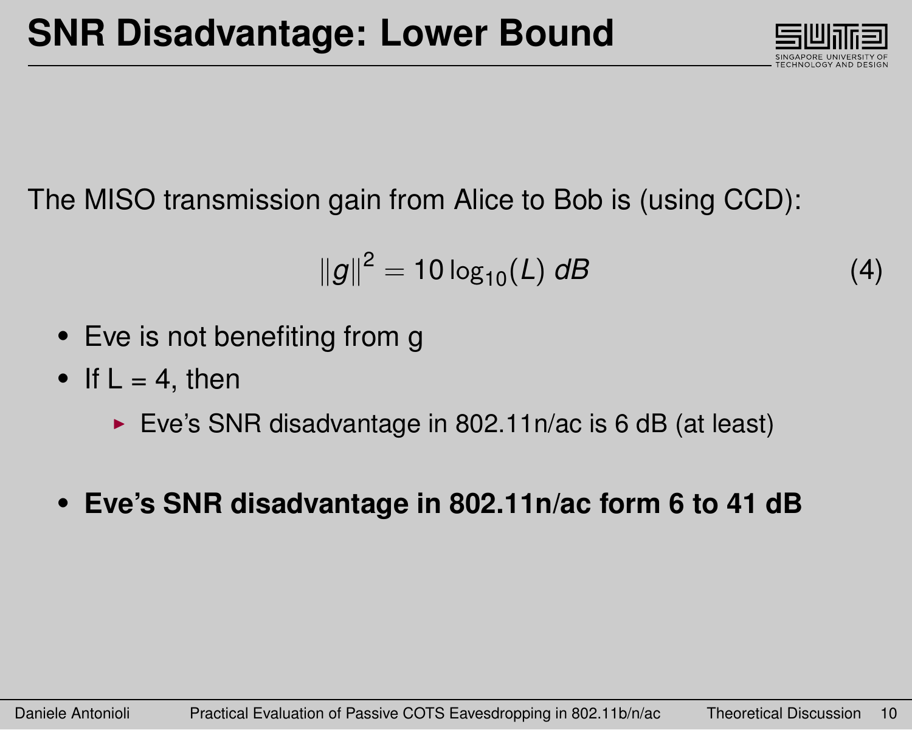# SNR Disadvantage: Lower Bound

The MISO transmission gain from Alice to Bob is (using CCD):

$$\|g\|^2 = 10\log_{10}(L)\ dB \tag{4}$$

- Eve is not benefiting from g
- If L = 4, then
  - Eve's SNR disadvantage in 802.11n/ac is 6 dB (at least)

- **Eve's SNR disadvantage in 802.11n/ac form 6 to 41 dB**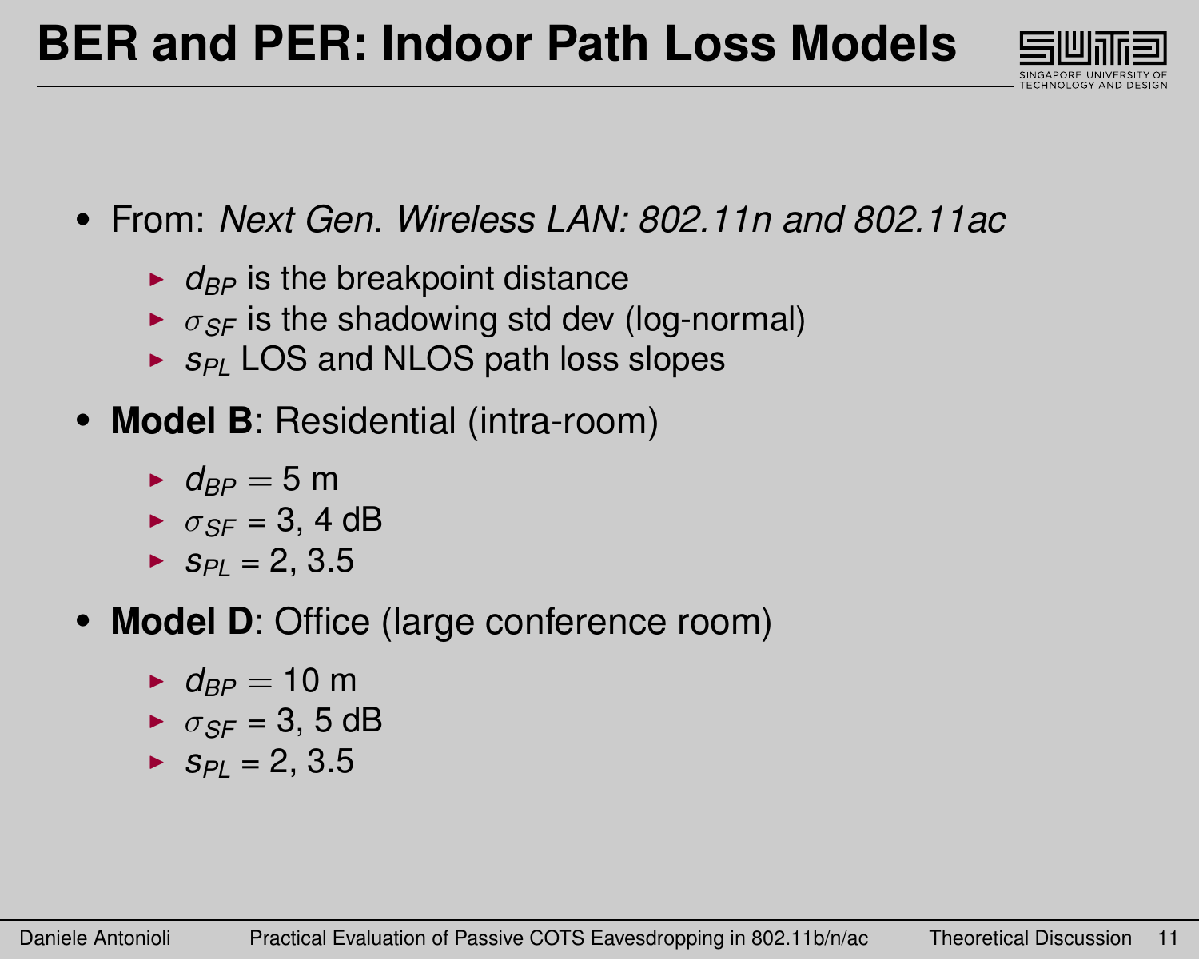# BER and PER: Indoor Path Loss Models

- From: *Next Gen. Wireless LAN: 802.11n and 802.11ac*
  - $d_{BP}$ is the breakpoint distance
  - $\sigma_{SF}$ is the shadowing std dev (log-normal)
  - $s_{PL}$ LOS and NLOS path loss slopes
- **Model B**: Residential (intra-room)
  - $d_{BP} = 5$ m
  - $\sigma_{SF}$ = 3, 4 dB
  - $s_{PL}$ = 2, 3.5
- **Model D**: Office (large conference room)
  - $d_{BP} = 10$ m
  - $\sigma_{SF}$ = 3, 5 dB
  - $s_{PL}$ = 2, 3.5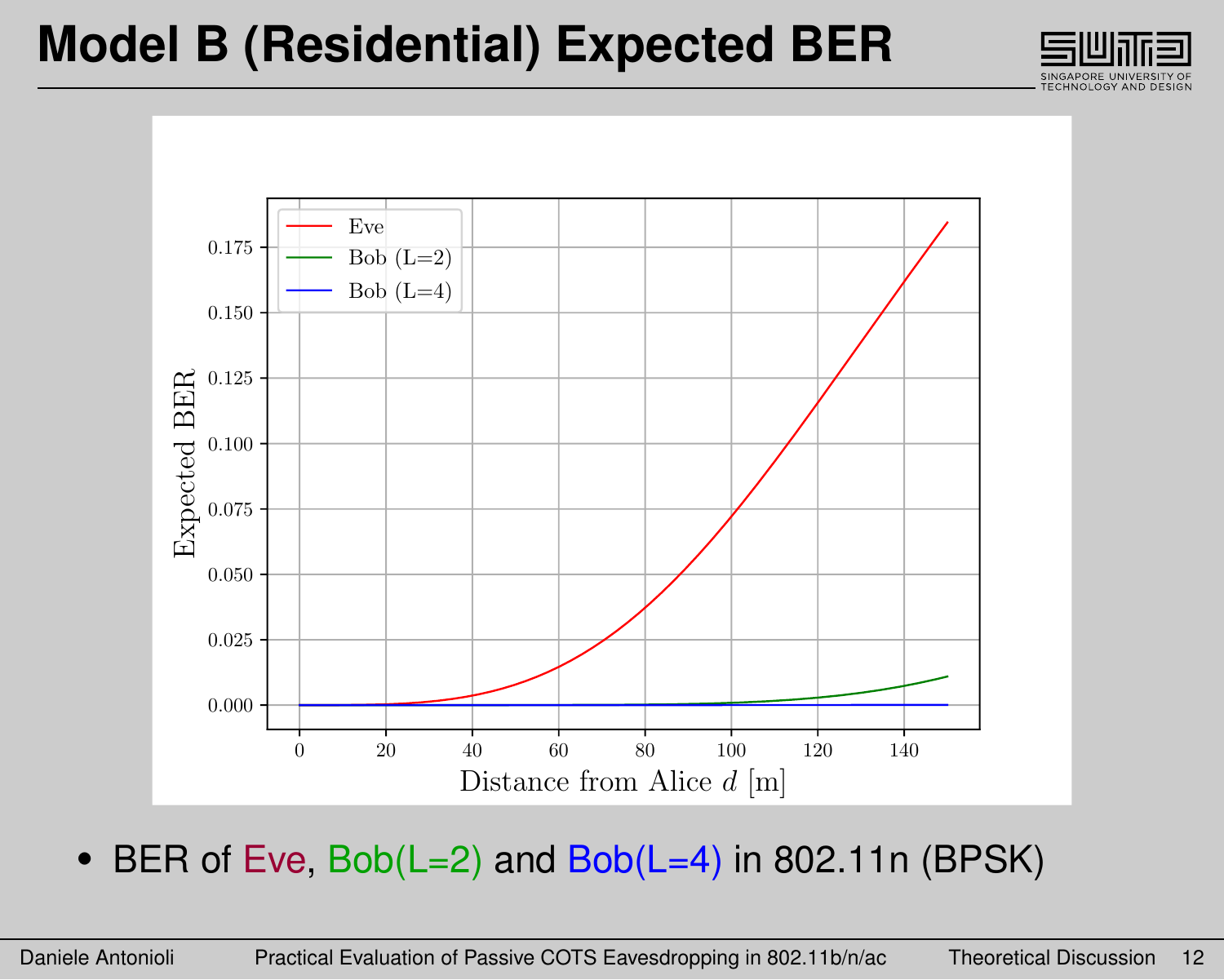# Model B (Residential) Expected BER

- BER of Eve, Bob(L=2) and Bob(L=4) in 802.11n (BPSK)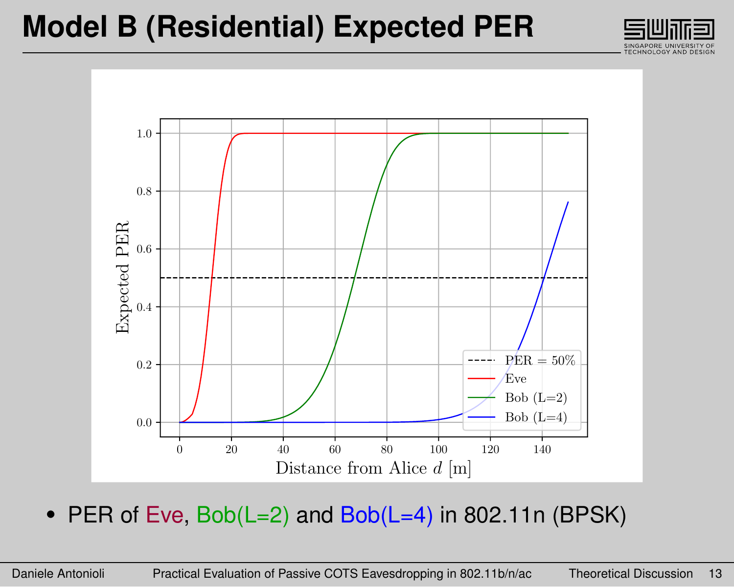# Model B (Residential) Expected PER

- PER of Eve, Bob(L=2) and Bob(L=4) in 802.11n (BPSK)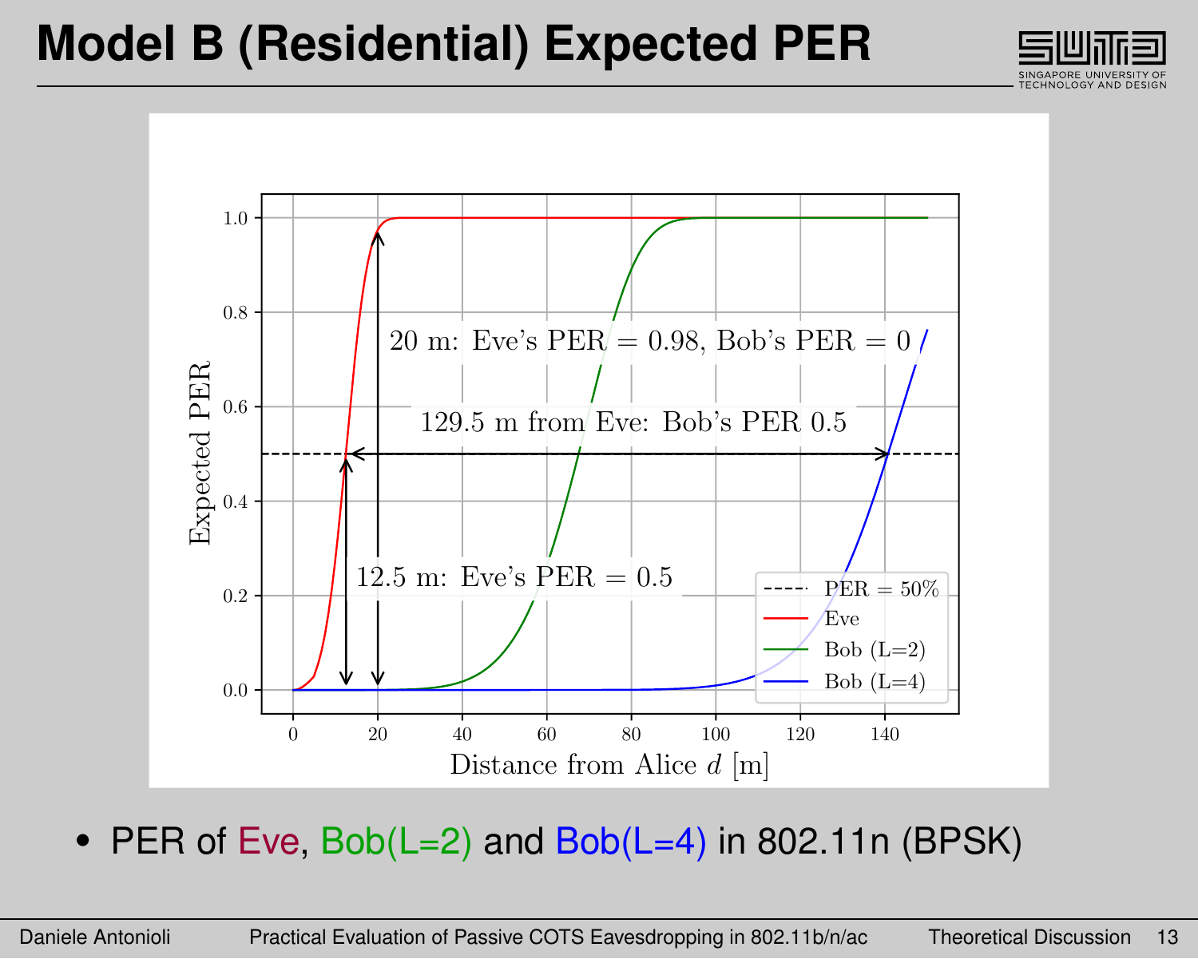# Model B (Residential) Expected PER

- PER of Eve, Bob(L=2) and Bob(L=4) in 802.11n (BPSK)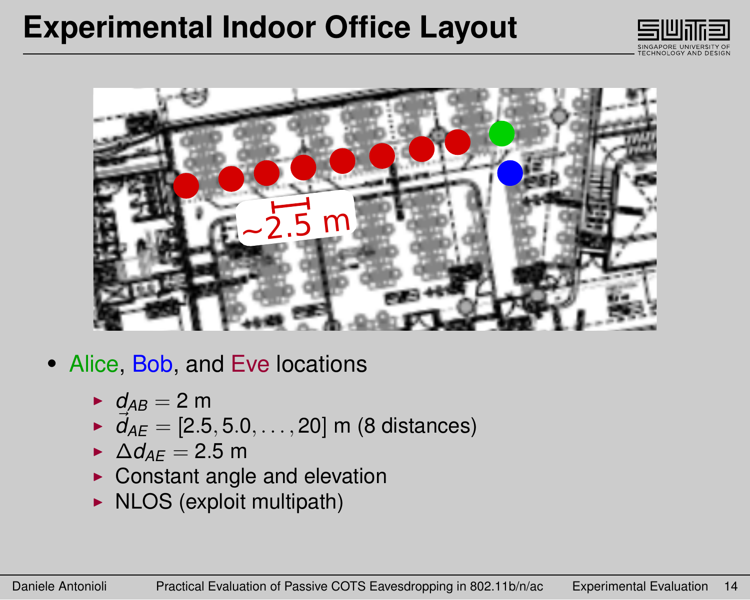# Experimental Indoor Office Layout

- Alice, Bob, and Eve locations
  - $d_{AB} = 2$ m
  - $\vec{d}_{AE} = [2.5, 5.0, \ldots, 20]$ m (8 distances)
  - $\Delta d_{AE} = 2.5$ m
  - Constant angle and elevation
  - NLOS (exploit multipath)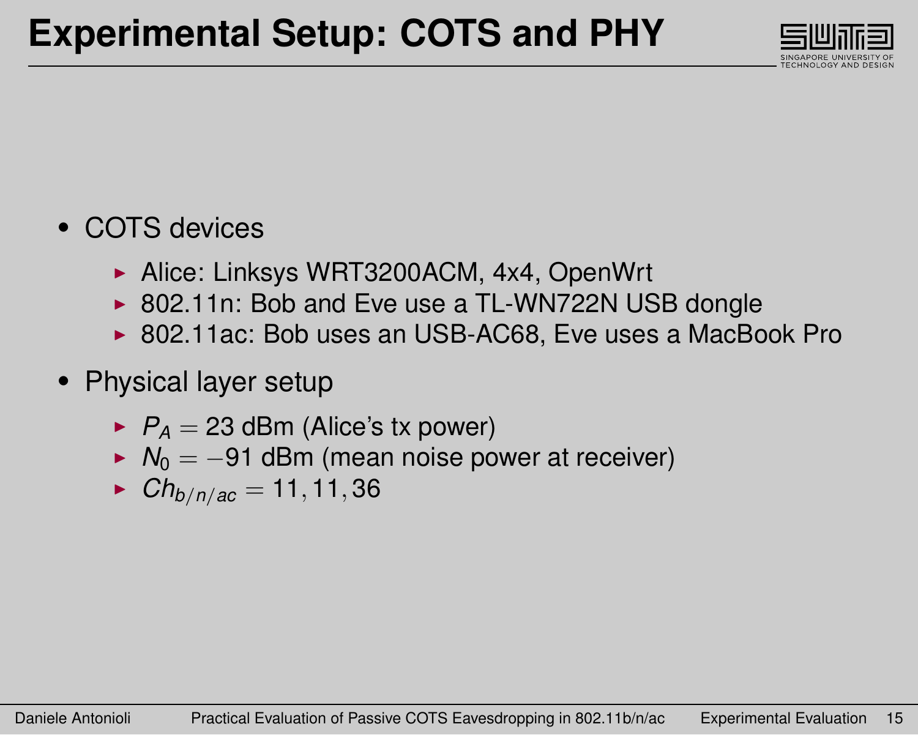# Experimental Setup: COTS and PHY

- COTS devices
  - Alice: Linksys WRT3200ACM, 4x4, OpenWrt
  - 802.11n: Bob and Eve use a TL-WN722N USB dongle
  - 802.11ac: Bob uses an USB-AC68, Eve uses a MacBook Pro
- Physical layer setup
  - $P_A = 23$ dBm (Alice's tx power)
  - $N_0 = -91$ dBm (mean noise power at receiver)
  - $Ch_{b/n/ac} = 11, 11, 36$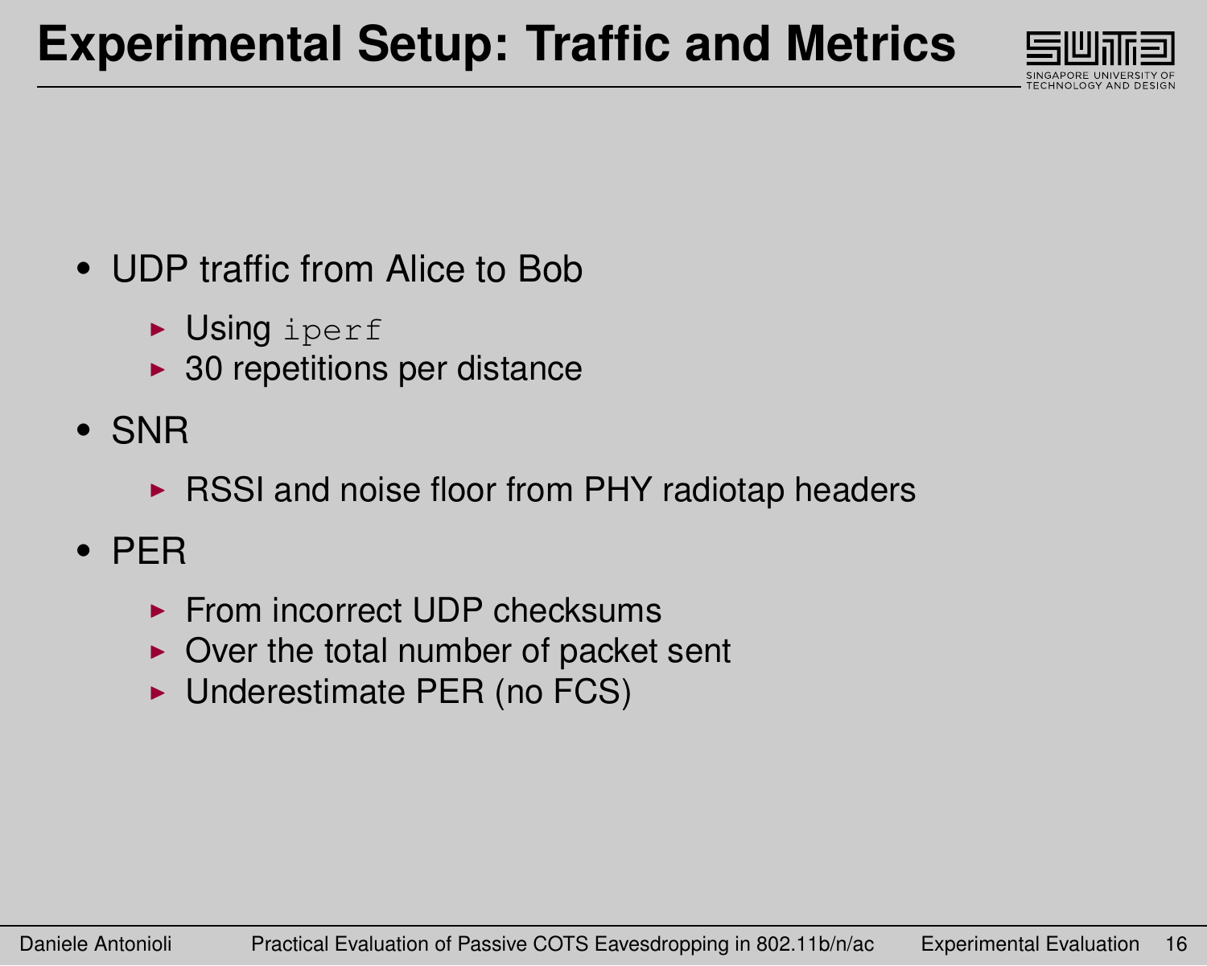# Experimental Setup: Traffic and Metrics

- UDP traffic from Alice to Bob
  - Using `iperf`
  - 30 repetitions per distance
- SNR
  - RSSI and noise floor from PHY radiotap headers
- PER
  - From incorrect UDP checksums
  - Over the total number of packet sent
  - Underestimate PER (no FCS)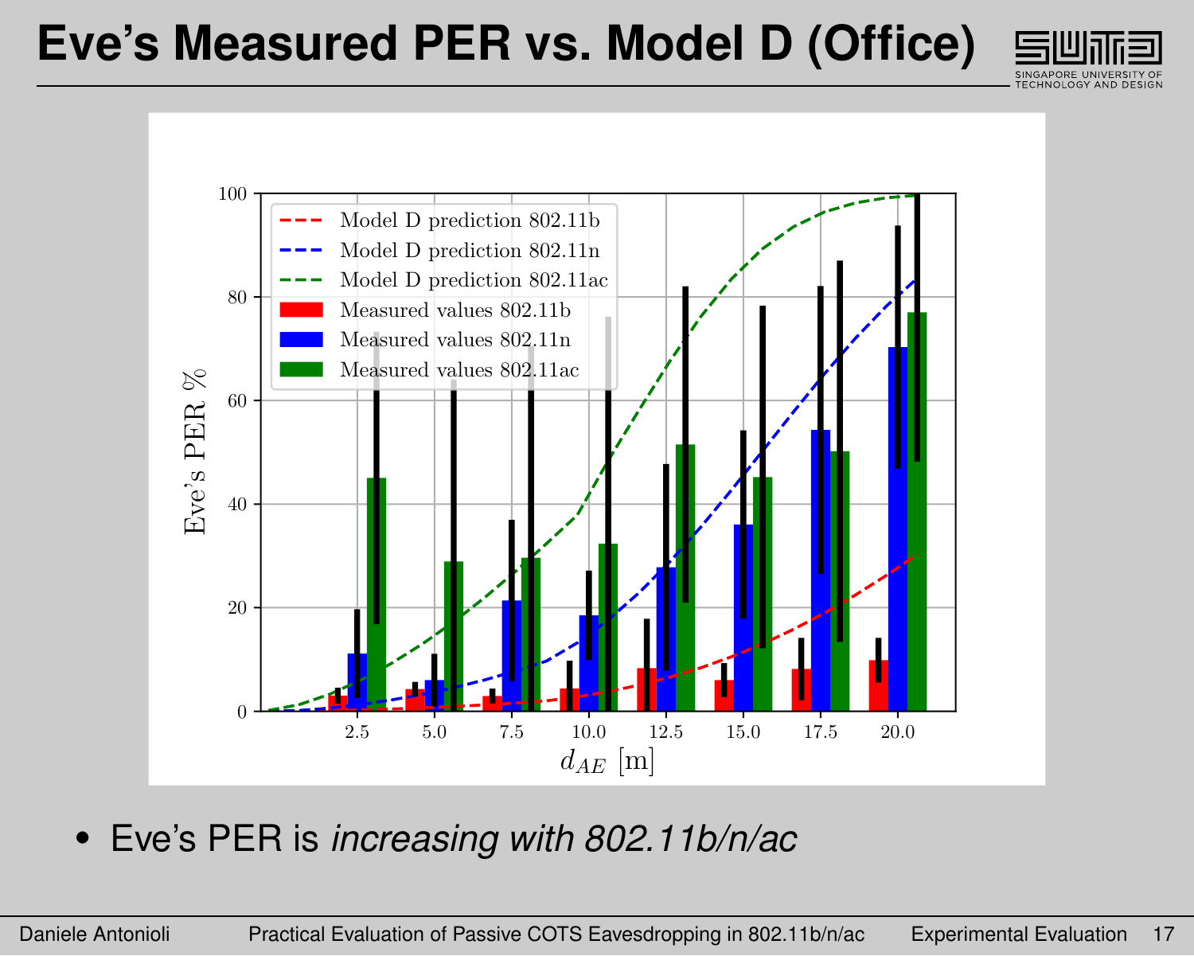# Eve's Measured PER vs. Model D (Office)

- Eve's PER is *increasing with 802.11b/n/ac*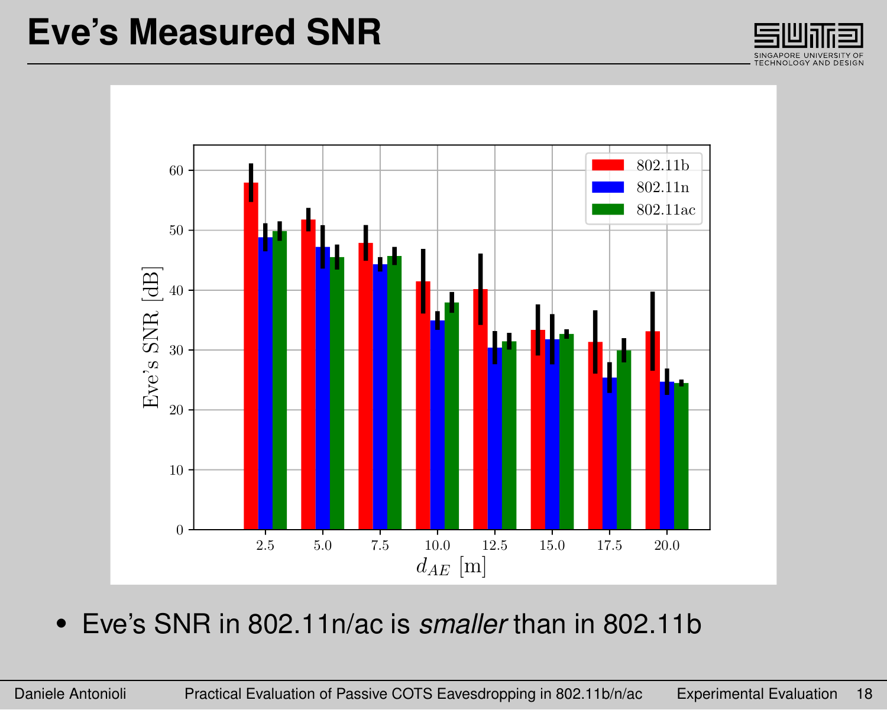# Eve's Measured SNR

- Eve's SNR in 802.11n/ac is *smaller* than in 802.11b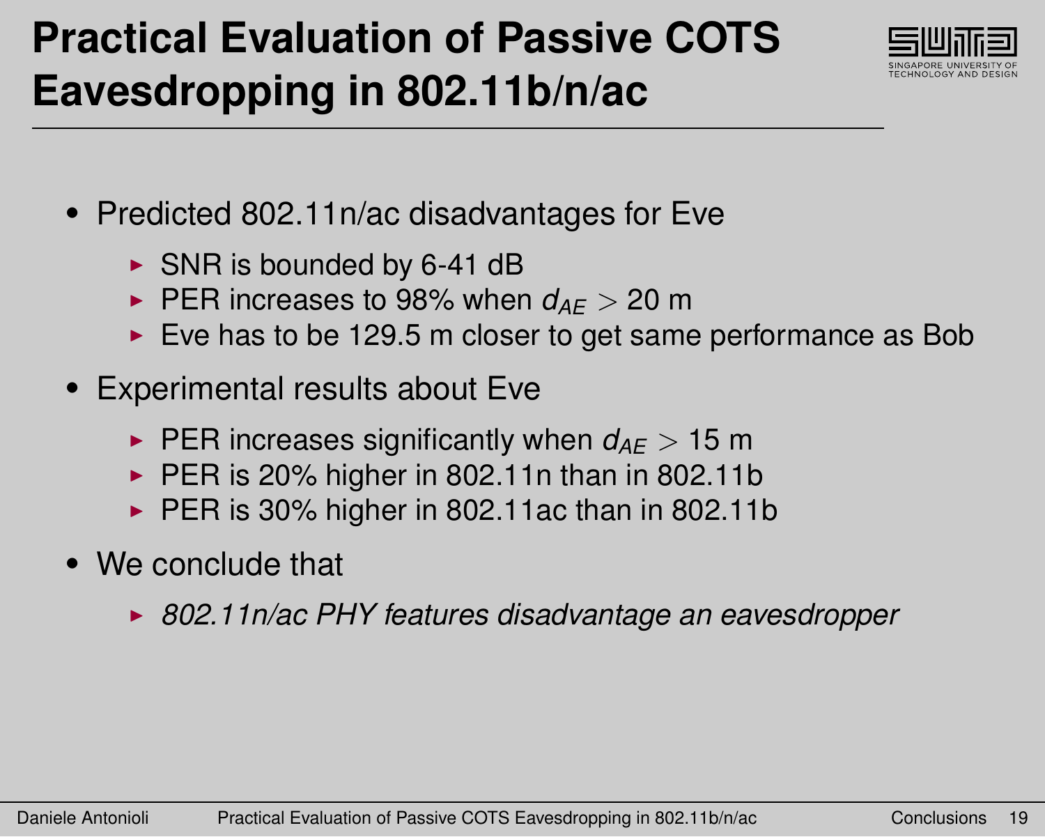# Practical Evaluation of Passive COTS Eavesdropping in 802.11b/n/ac

- Predicted 802.11n/ac disadvantages for Eve
  - SNR is bounded by 6-41 dB
  - PER increases to 98% when $d_{AE} > 20$ m
  - Eve has to be 129.5 m closer to get same performance as Bob
- Experimental results about Eve
  - PER increases significantly when $d_{AE} > 15$ m
  - PER is 20% higher in 802.11n than in 802.11b
  - PER is 30% higher in 802.11ac than in 802.11b
- We conclude that
  - *802.11n/ac PHY features disadvantage an eavesdropper*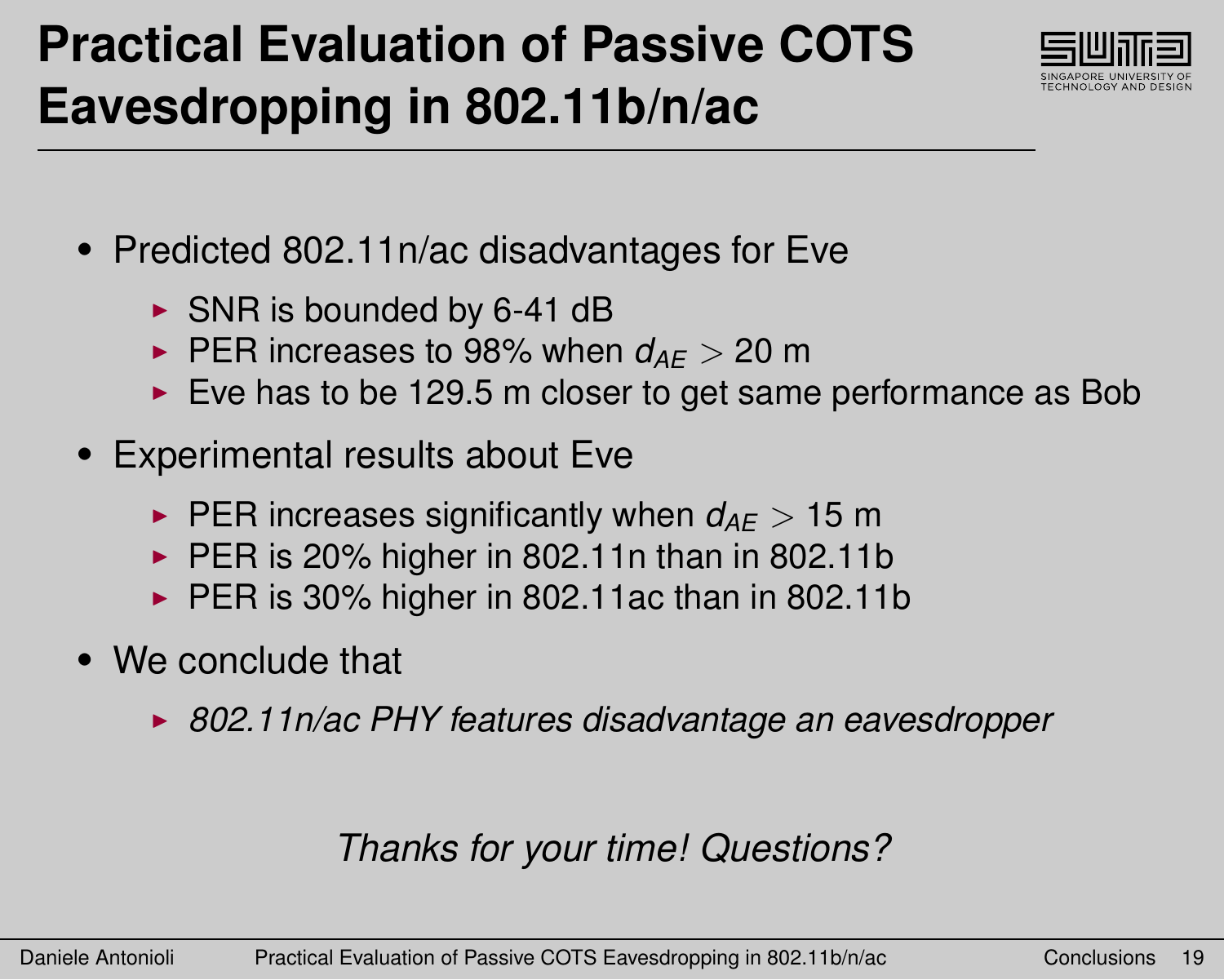# Practical Evaluation of Passive COTS Eavesdropping in 802.11b/n/ac

- Predicted 802.11n/ac disadvantages for Eve
  - SNR is bounded by 6-41 dB
  - PER increases to 98% when $d_{AE} > 20$ m
  - Eve has to be 129.5 m closer to get same performance as Bob
- Experimental results about Eve
  - PER increases significantly when $d_{AE} > 15$ m
  - PER is 20% higher in 802.11n than in 802.11b
  - PER is 30% higher in 802.11ac than in 802.11b
- We conclude that
  - *802.11n/ac PHY features disadvantage an eavesdropper*

*Thanks for your time! Questions?*